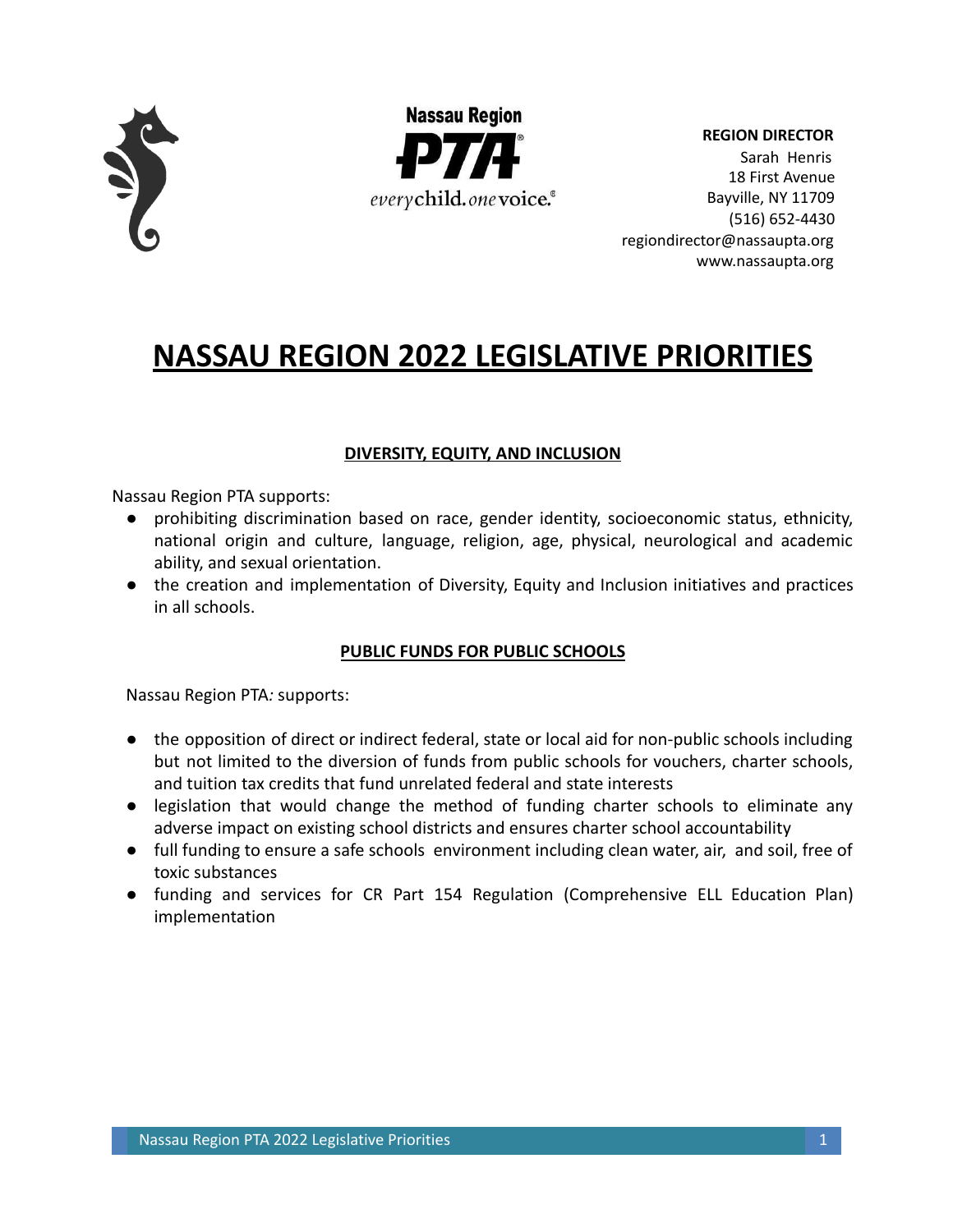Nassau Region PTA
everychild.onevoice.

**REGION DIRECTOR**
Sarah Henris
18 First Avenue
Bayville, NY 11709
(516) 652-4430
regiondirector@nassaupta.org
www.nassaupta.org

# NASSAU REGION 2022 LEGISLATIVE PRIORITIES

## DIVERSITY, EQUITY, AND INCLUSION

Nassau Region PTA supports:

- prohibiting discrimination based on race, gender identity, socioeconomic status, ethnicity, national origin and culture, language, religion, age, physical, neurological and academic ability, and sexual orientation.
- the creation and implementation of Diversity, Equity and Inclusion initiatives and practices in all schools.

## PUBLIC FUNDS FOR PUBLIC SCHOOLS

Nassau Region PTA*:* supports:

- the opposition of direct or indirect federal, state or local aid for non-public schools including but not limited to the diversion of funds from public schools for vouchers, charter schools, and tuition tax credits that fund unrelated federal and state interests
- legislation that would change the method of funding charter schools to eliminate any adverse impact on existing school districts and ensures charter school accountability
- full funding to ensure a safe schools environment including clean water, air, and soil, free of toxic substances
- funding and services for CR Part 154 Regulation (Comprehensive ELL Education Plan) implementation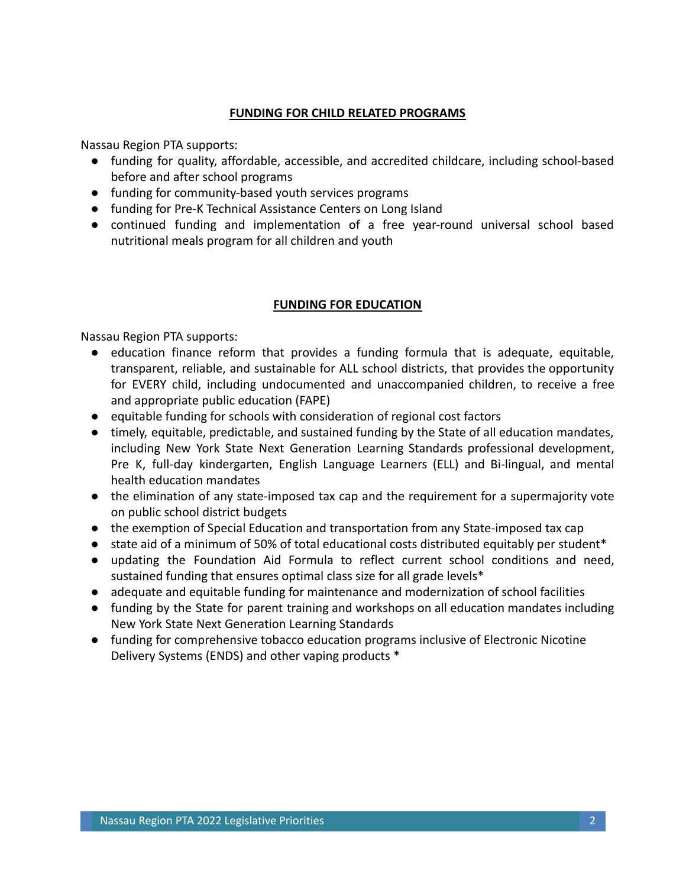## FUNDING FOR CHILD RELATED PROGRAMS

Nassau Region PTA supports:

- funding for quality, affordable, accessible, and accredited childcare, including school-based before and after school programs
- funding for community-based youth services programs
- funding for Pre-K Technical Assistance Centers on Long Island
- continued funding and implementation of a free year-round universal school based nutritional meals program for all children and youth

## FUNDING FOR EDUCATION

Nassau Region PTA supports:

- education finance reform that provides a funding formula that is adequate, equitable, transparent, reliable, and sustainable for ALL school districts, that provides the opportunity for EVERY child, including undocumented and unaccompanied children, to receive a free and appropriate public education (FAPE)
- equitable funding for schools with consideration of regional cost factors
- timely, equitable, predictable, and sustained funding by the State of all education mandates, including New York State Next Generation Learning Standards professional development, Pre K, full-day kindergarten, English Language Learners (ELL) and Bi-lingual, and mental health education mandates
- the elimination of any state-imposed tax cap and the requirement for a supermajority vote on public school district budgets
- the exemption of Special Education and transportation from any State-imposed tax cap
- state aid of a minimum of 50% of total educational costs distributed equitably per student*
- updating the Foundation Aid Formula to reflect current school conditions and need, sustained funding that ensures optimal class size for all grade levels*
- adequate and equitable funding for maintenance and modernization of school facilities
- funding by the State for parent training and workshops on all education mandates including New York State Next Generation Learning Standards
- funding for comprehensive tobacco education programs inclusive of Electronic Nicotine Delivery Systems (ENDS) and other vaping products *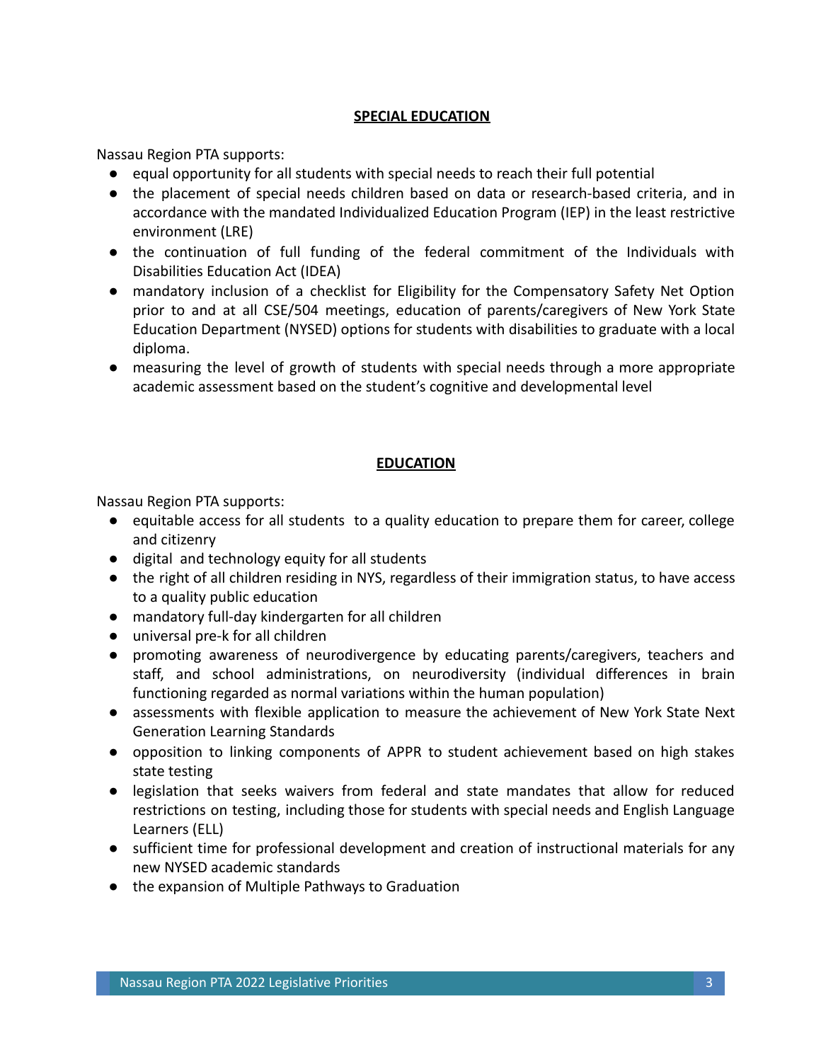## SPECIAL EDUCATION

Nassau Region PTA supports:

- equal opportunity for all students with special needs to reach their full potential
- the placement of special needs children based on data or research-based criteria, and in accordance with the mandated Individualized Education Program (IEP) in the least restrictive environment (LRE)
- the continuation of full funding of the federal commitment of the Individuals with Disabilities Education Act (IDEA)
- mandatory inclusion of a checklist for Eligibility for the Compensatory Safety Net Option prior to and at all CSE/504 meetings, education of parents/caregivers of New York State Education Department (NYSED) options for students with disabilities to graduate with a local diploma.
- measuring the level of growth of students with special needs through a more appropriate academic assessment based on the student's cognitive and developmental level

## EDUCATION

Nassau Region PTA supports:

- equitable access for all students to a quality education to prepare them for career, college and citizenry
- digital and technology equity for all students
- the right of all children residing in NYS, regardless of their immigration status, to have access to a quality public education
- mandatory full-day kindergarten for all children
- universal pre-k for all children
- promoting awareness of neurodivergence by educating parents/caregivers, teachers and staff, and school administrations, on neurodiversity (individual differences in brain functioning regarded as normal variations within the human population)
- assessments with flexible application to measure the achievement of New York State Next Generation Learning Standards
- opposition to linking components of APPR to student achievement based on high stakes state testing
- legislation that seeks waivers from federal and state mandates that allow for reduced restrictions on testing, including those for students with special needs and English Language Learners (ELL)
- sufficient time for professional development and creation of instructional materials for any new NYSED academic standards
- the expansion of Multiple Pathways to Graduation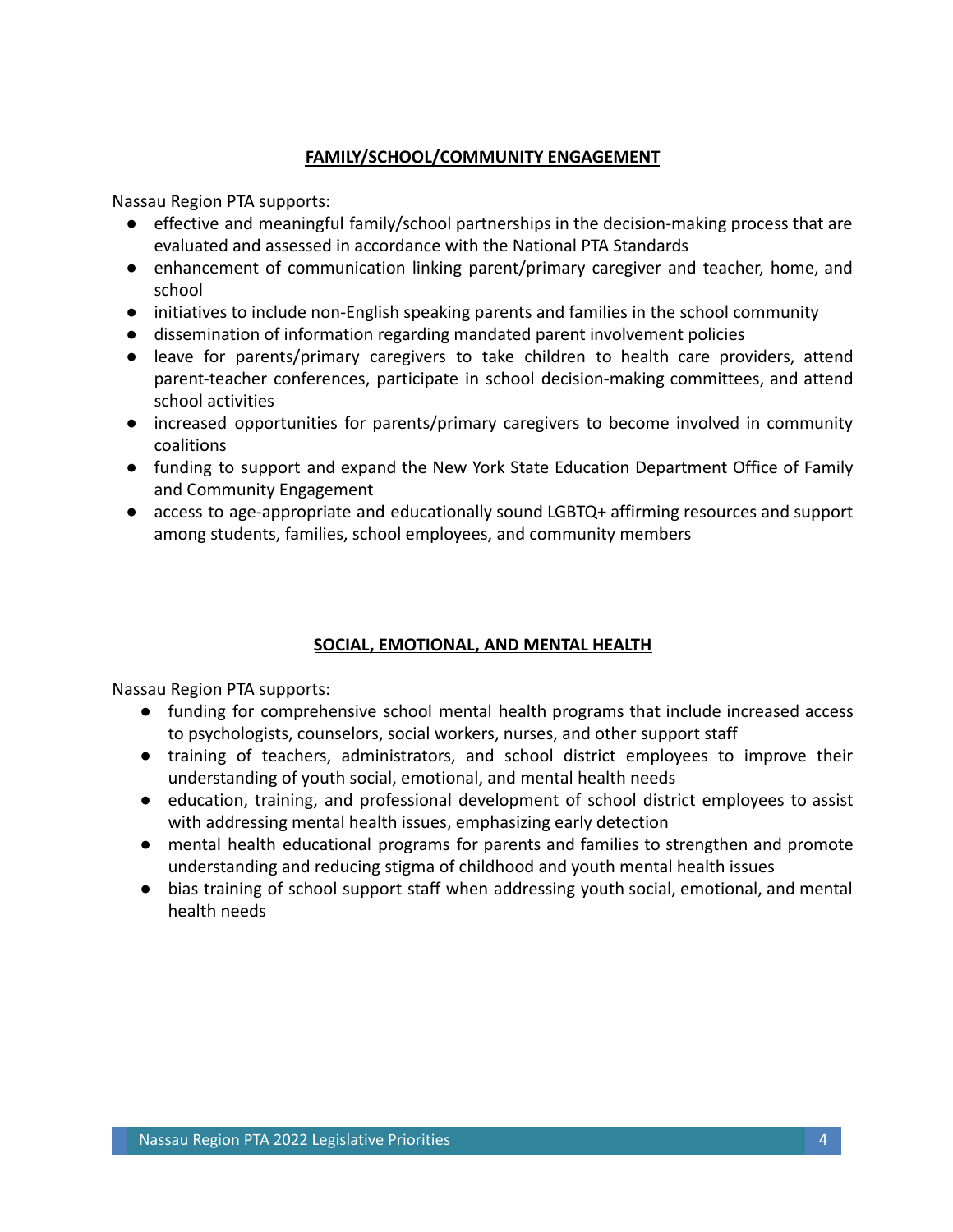## FAMILY/SCHOOL/COMMUNITY ENGAGEMENT

Nassau Region PTA supports:

- effective and meaningful family/school partnerships in the decision-making process that are evaluated and assessed in accordance with the National PTA Standards
- enhancement of communication linking parent/primary caregiver and teacher, home, and school
- initiatives to include non-English speaking parents and families in the school community
- dissemination of information regarding mandated parent involvement policies
- leave for parents/primary caregivers to take children to health care providers, attend parent-teacher conferences, participate in school decision-making committees, and attend school activities
- increased opportunities for parents/primary caregivers to become involved in community coalitions
- funding to support and expand the New York State Education Department Office of Family and Community Engagement
- access to age-appropriate and educationally sound LGBTQ+ affirming resources and support among students, families, school employees, and community members

## SOCIAL, EMOTIONAL, AND MENTAL HEALTH

Nassau Region PTA supports:

- funding for comprehensive school mental health programs that include increased access to psychologists, counselors, social workers, nurses, and other support staff
- training of teachers, administrators, and school district employees to improve their understanding of youth social, emotional, and mental health needs
- education, training, and professional development of school district employees to assist with addressing mental health issues, emphasizing early detection
- mental health educational programs for parents and families to strengthen and promote understanding and reducing stigma of childhood and youth mental health issues
- bias training of school support staff when addressing youth social, emotional, and mental health needs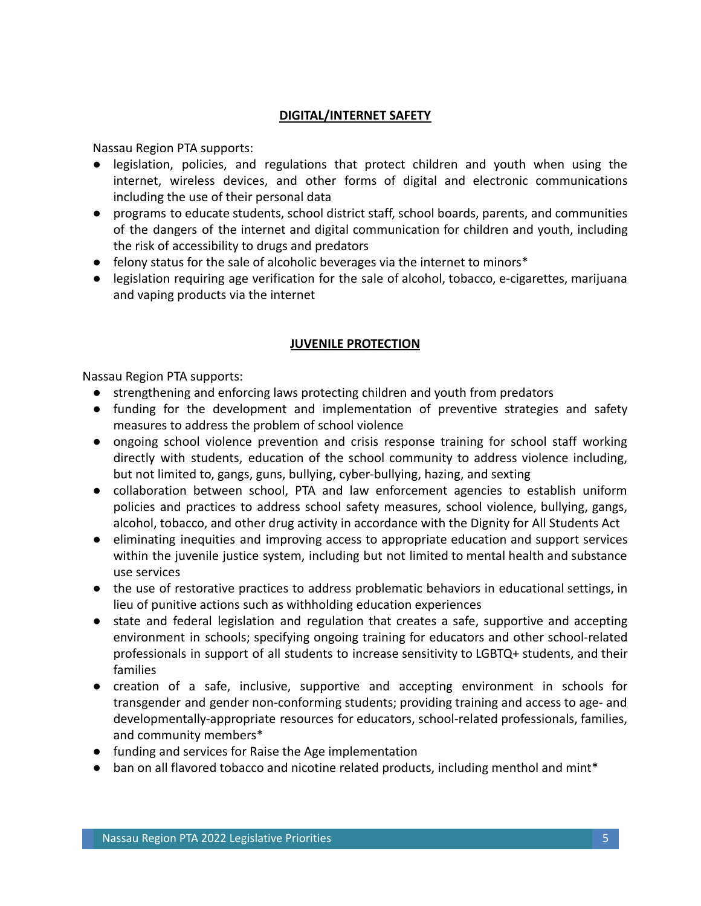## DIGITAL/INTERNET SAFETY

Nassau Region PTA supports:

- legislation, policies, and regulations that protect children and youth when using the internet, wireless devices, and other forms of digital and electronic communications including the use of their personal data
- programs to educate students, school district staff, school boards, parents, and communities of the dangers of the internet and digital communication for children and youth, including the risk of accessibility to drugs and predators
- felony status for the sale of alcoholic beverages via the internet to minors*
- legislation requiring age verification for the sale of alcohol, tobacco, e-cigarettes, marijuana and vaping products via the internet

## JUVENILE PROTECTION

Nassau Region PTA supports:

- strengthening and enforcing laws protecting children and youth from predators
- funding for the development and implementation of preventive strategies and safety measures to address the problem of school violence
- ongoing school violence prevention and crisis response training for school staff working directly with students, education of the school community to address violence including, but not limited to, gangs, guns, bullying, cyber-bullying, hazing, and sexting
- collaboration between school, PTA and law enforcement agencies to establish uniform policies and practices to address school safety measures, school violence, bullying, gangs, alcohol, tobacco, and other drug activity in accordance with the Dignity for All Students Act
- eliminating inequities and improving access to appropriate education and support services within the juvenile justice system, including but not limited to mental health and substance use services
- the use of restorative practices to address problematic behaviors in educational settings, in lieu of punitive actions such as withholding education experiences
- state and federal legislation and regulation that creates a safe, supportive and accepting environment in schools; specifying ongoing training for educators and other school-related professionals in support of all students to increase sensitivity to LGBTQ+ students, and their families
- creation of a safe, inclusive, supportive and accepting environment in schools for transgender and gender non-conforming students; providing training and access to age- and developmentally-appropriate resources for educators, school-related professionals, families, and community members*
- funding and services for Raise the Age implementation
- ban on all flavored tobacco and nicotine related products, including menthol and mint*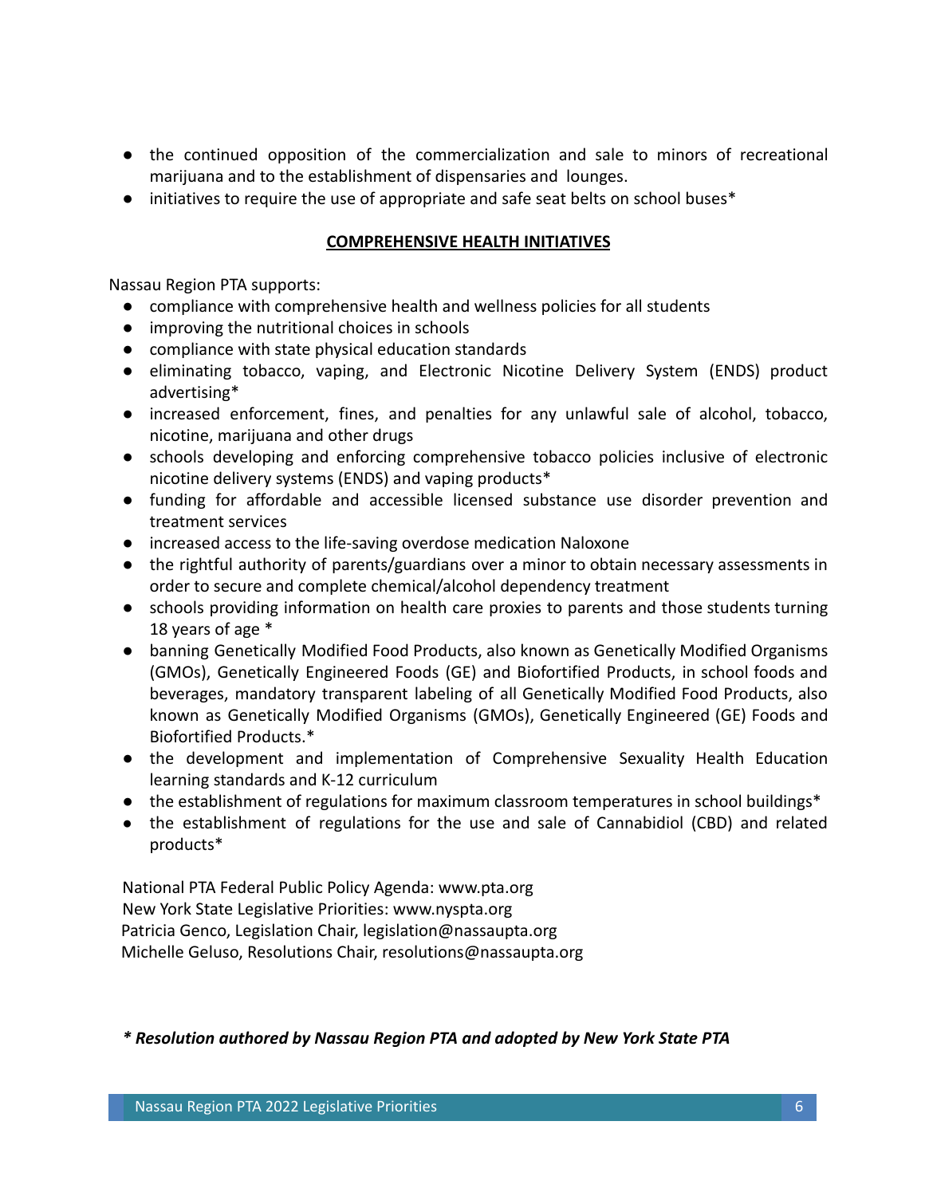- the continued opposition of the commercialization and sale to minors of recreational marijuana and to the establishment of dispensaries and lounges.
- initiatives to require the use of appropriate and safe seat belts on school buses*

## **COMPREHENSIVE HEALTH INITIATIVES**

Nassau Region PTA supports:

- compliance with comprehensive health and wellness policies for all students
- improving the nutritional choices in schools
- compliance with state physical education standards
- eliminating tobacco, vaping, and Electronic Nicotine Delivery System (ENDS) product advertising*
- increased enforcement, fines, and penalties for any unlawful sale of alcohol, tobacco, nicotine, marijuana and other drugs
- schools developing and enforcing comprehensive tobacco policies inclusive of electronic nicotine delivery systems (ENDS) and vaping products*
- funding for affordable and accessible licensed substance use disorder prevention and treatment services
- increased access to the life-saving overdose medication Naloxone
- the rightful authority of parents/guardians over a minor to obtain necessary assessments in order to secure and complete chemical/alcohol dependency treatment
- schools providing information on health care proxies to parents and those students turning 18 years of age *
- banning Genetically Modified Food Products, also known as Genetically Modified Organisms (GMOs), Genetically Engineered Foods (GE) and Biofortified Products, in school foods and beverages, mandatory transparent labeling of all Genetically Modified Food Products, also known as Genetically Modified Organisms (GMOs), Genetically Engineered (GE) Foods and Biofortified Products.*
- the development and implementation of Comprehensive Sexuality Health Education learning standards and K-12 curriculum
- the establishment of regulations for maximum classroom temperatures in school buildings*
- the establishment of regulations for the use and sale of Cannabidiol (CBD) and related products*

National PTA Federal Public Policy Agenda: www.pta.org
New York State Legislative Priorities: www.nyspta.org
Patricia Genco, Legislation Chair, legislation@nassaupta.org
Michelle Geluso, Resolutions Chair, resolutions@nassaupta.org

***\* Resolution authored by Nassau Region PTA and adopted by New York State PTA***